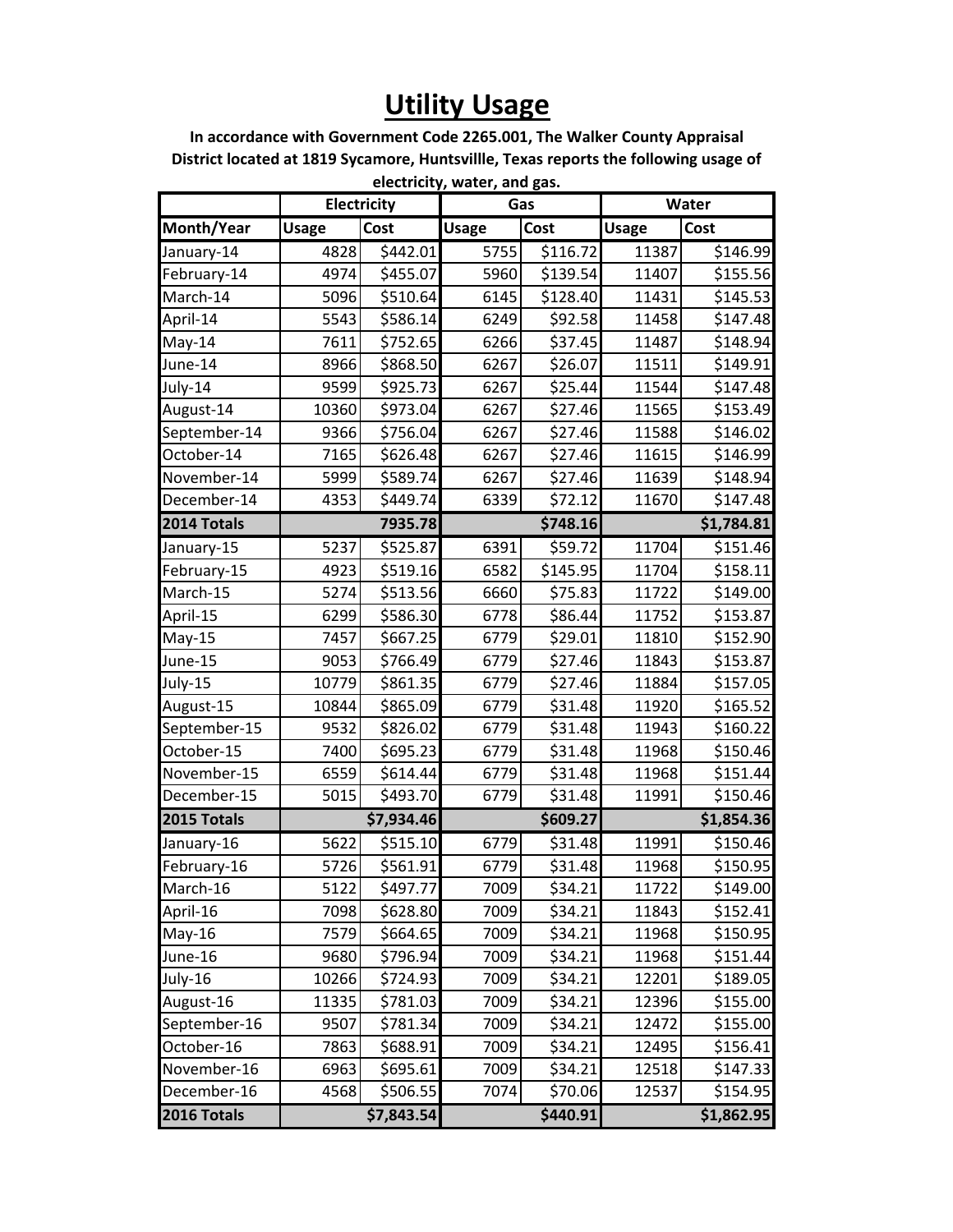# Utility Usage

**In accordance with Government Code 2265.001, The Walker County Appraisal District located at 1819 Sycamore, Huntsvillle, Texas reports the following usage of electricity, water, and gas.**

| | Electricity | | Gas | | Water | |
|---|---|---|---|---|---|---|
| **Month/Year** | **Usage** | **Cost** | **Usage** | **Cost** | **Usage** | **Cost** |
| January-14 | 4828 | $442.01 | 5755 | $116.72 | 11387 | $146.99 |
| February-14 | 4974 | $455.07 | 5960 | $139.54 | 11407 | $155.56 |
| March-14 | 5096 | $510.64 | 6145 | $128.40 | 11431 | $145.53 |
| April-14 | 5543 | $586.14 | 6249 | $92.58 | 11458 | $147.48 |
| May-14 | 7611 | $752.65 | 6266 | $37.45 | 11487 | $148.94 |
| June-14 | 8966 | $868.50 | 6267 | $26.07 | 11511 | $149.91 |
| July-14 | 9599 | $925.73 | 6267 | $25.44 | 11544 | $147.48 |
| August-14 | 10360 | $973.04 | 6267 | $27.46 | 11565 | $153.49 |
| September-14 | 9366 | $756.04 | 6267 | $27.46 | 11588 | $146.02 |
| October-14 | 7165 | $626.48 | 6267 | $27.46 | 11615 | $146.99 |
| November-14 | 5999 | $589.74 | 6267 | $27.46 | 11639 | $148.94 |
| December-14 | 4353 | $449.74 | 6339 | $72.12 | 11670 | $147.48 |
| **2014 Totals** | | **7935.78** | | **$748.16** | | **$1,784.81** |
| January-15 | 5237 | $525.87 | 6391 | $59.72 | 11704 | $151.46 |
| February-15 | 4923 | $519.16 | 6582 | $145.95 | 11704 | $158.11 |
| March-15 | 5274 | $513.56 | 6660 | $75.83 | 11722 | $149.00 |
| April-15 | 6299 | $586.30 | 6778 | $86.44 | 11752 | $153.87 |
| May-15 | 7457 | $667.25 | 6779 | $29.01 | 11810 | $152.90 |
| June-15 | 9053 | $766.49 | 6779 | $27.46 | 11843 | $153.87 |
| July-15 | 10779 | $861.35 | 6779 | $27.46 | 11884 | $157.05 |
| August-15 | 10844 | $865.09 | 6779 | $31.48 | 11920 | $165.52 |
| September-15 | 9532 | $826.02 | 6779 | $31.48 | 11943 | $160.22 |
| October-15 | 7400 | $695.23 | 6779 | $31.48 | 11968 | $150.46 |
| November-15 | 6559 | $614.44 | 6779 | $31.48 | 11968 | $151.44 |
| December-15 | 5015 | $493.70 | 6779 | $31.48 | 11991 | $150.46 |
| **2015 Totals** | | **$7,934.46** | | **$609.27** | | **$1,854.36** |
| January-16 | 5622 | $515.10 | 6779 | $31.48 | 11991 | $150.46 |
| February-16 | 5726 | $561.91 | 6779 | $31.48 | 11968 | $150.95 |
| March-16 | 5122 | $497.77 | 7009 | $34.21 | 11722 | $149.00 |
| April-16 | 7098 | $628.80 | 7009 | $34.21 | 11843 | $152.41 |
| May-16 | 7579 | $664.65 | 7009 | $34.21 | 11968 | $150.95 |
| June-16 | 9680 | $796.94 | 7009 | $34.21 | 11968 | $151.44 |
| July-16 | 10266 | $724.93 | 7009 | $34.21 | 12201 | $189.05 |
| August-16 | 11335 | $781.03 | 7009 | $34.21 | 12396 | $155.00 |
| September-16 | 9507 | $781.34 | 7009 | $34.21 | 12472 | $155.00 |
| October-16 | 7863 | $688.91 | 7009 | $34.21 | 12495 | $156.41 |
| November-16 | 6963 | $695.61 | 7009 | $34.21 | 12518 | $147.33 |
| December-16 | 4568 | $506.55 | 7074 | $70.06 | 12537 | $154.95 |
| **2016 Totals** | | **$7,843.54** | | **$440.91** | | **$1,862.95** |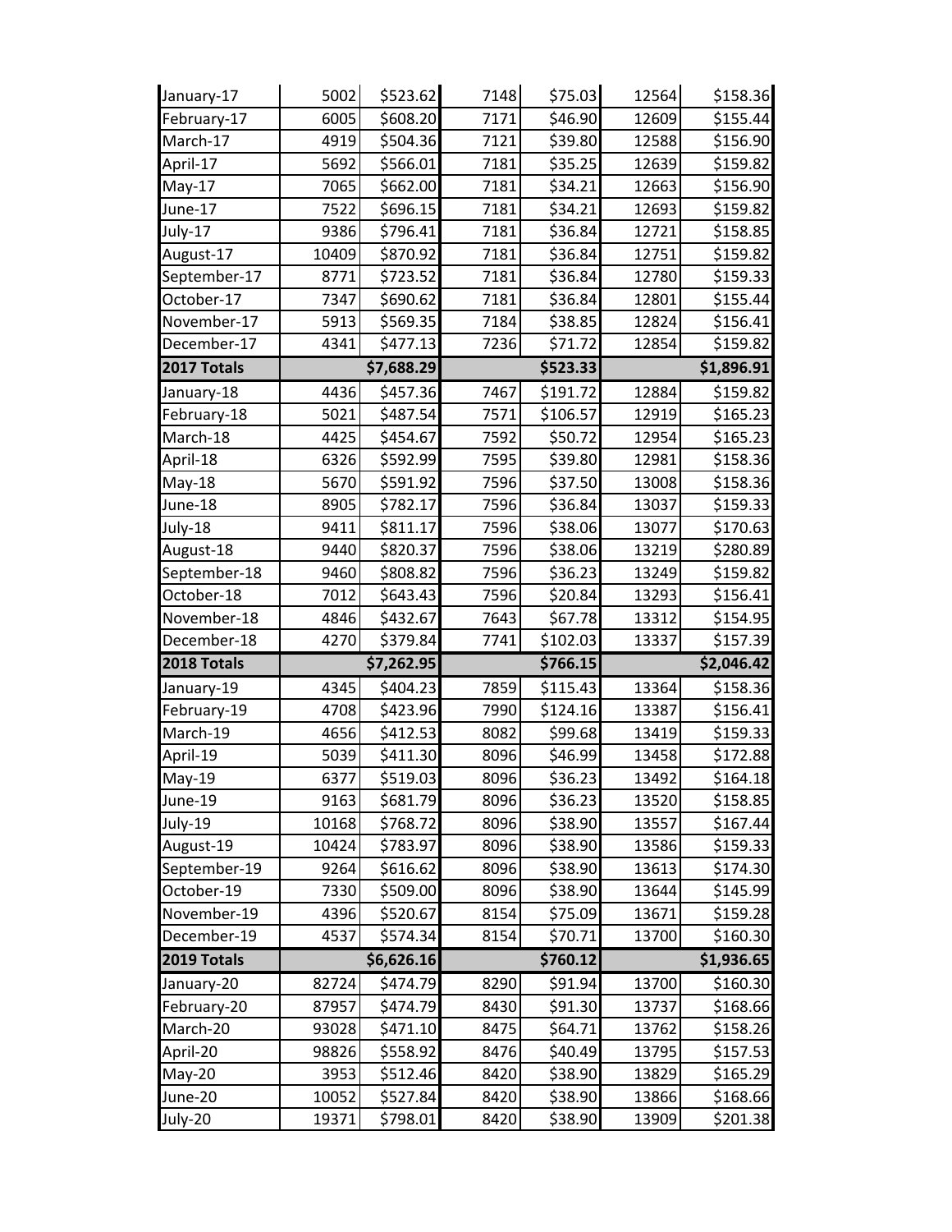| | | | | | | |
|---|---|---|---|---|---|---|
| January-17 | 5002 | $523.62 | 7148 | $75.03 | 12564 | $158.36 |
| February-17 | 6005 | $608.20 | 7171 | $46.90 | 12609 | $155.44 |
| March-17 | 4919 | $504.36 | 7121 | $39.80 | 12588 | $156.90 |
| April-17 | 5692 | $566.01 | 7181 | $35.25 | 12639 | $159.82 |
| May-17 | 7065 | $662.00 | 7181 | $34.21 | 12663 | $156.90 |
| June-17 | 7522 | $696.15 | 7181 | $34.21 | 12693 | $159.82 |
| July-17 | 9386 | $796.41 | 7181 | $36.84 | 12721 | $158.85 |
| August-17 | 10409 | $870.92 | 7181 | $36.84 | 12751 | $159.82 |
| September-17 | 8771 | $723.52 | 7181 | $36.84 | 12780 | $159.33 |
| October-17 | 7347 | $690.62 | 7181 | $36.84 | 12801 | $155.44 |
| November-17 | 5913 | $569.35 | 7184 | $38.85 | 12824 | $156.41 |
| December-17 | 4341 | $477.13 | 7236 | $71.72 | 12854 | $159.82 |
| **2017 Totals** | | **$7,688.29** | | **$523.33** | | **$1,896.91** |
| January-18 | 4436 | $457.36 | 7467 | $191.72 | 12884 | $159.82 |
| February-18 | 5021 | $487.54 | 7571 | $106.57 | 12919 | $165.23 |
| March-18 | 4425 | $454.67 | 7592 | $50.72 | 12954 | $165.23 |
| April-18 | 6326 | $592.99 | 7595 | $39.80 | 12981 | $158.36 |
| May-18 | 5670 | $591.92 | 7596 | $37.50 | 13008 | $158.36 |
| June-18 | 8905 | $782.17 | 7596 | $36.84 | 13037 | $159.33 |
| July-18 | 9411 | $811.17 | 7596 | $38.06 | 13077 | $170.63 |
| August-18 | 9440 | $820.37 | 7596 | $38.06 | 13219 | $280.89 |
| September-18 | 9460 | $808.82 | 7596 | $36.23 | 13249 | $159.82 |
| October-18 | 7012 | $643.43 | 7596 | $20.84 | 13293 | $156.41 |
| November-18 | 4846 | $432.67 | 7643 | $67.78 | 13312 | $154.95 |
| December-18 | 4270 | $379.84 | 7741 | $102.03 | 13337 | $157.39 |
| **2018 Totals** | | **$7,262.95** | | **$766.15** | | **$2,046.42** |
| January-19 | 4345 | $404.23 | 7859 | $115.43 | 13364 | $158.36 |
| February-19 | 4708 | $423.96 | 7990 | $124.16 | 13387 | $156.41 |
| March-19 | 4656 | $412.53 | 8082 | $99.68 | 13419 | $159.33 |
| April-19 | 5039 | $411.30 | 8096 | $46.99 | 13458 | $172.88 |
| May-19 | 6377 | $519.03 | 8096 | $36.23 | 13492 | $164.18 |
| June-19 | 9163 | $681.79 | 8096 | $36.23 | 13520 | $158.85 |
| July-19 | 10168 | $768.72 | 8096 | $38.90 | 13557 | $167.44 |
| August-19 | 10424 | $783.97 | 8096 | $38.90 | 13586 | $159.33 |
| September-19 | 9264 | $616.62 | 8096 | $38.90 | 13613 | $174.30 |
| October-19 | 7330 | $509.00 | 8096 | $38.90 | 13644 | $145.99 |
| November-19 | 4396 | $520.67 | 8154 | $75.09 | 13671 | $159.28 |
| December-19 | 4537 | $574.34 | 8154 | $70.71 | 13700 | $160.30 |
| **2019 Totals** | | **$6,626.16** | | **$760.12** | | **$1,936.65** |
| January-20 | 82724 | $474.79 | 8290 | $91.94 | 13700 | $160.30 |
| February-20 | 87957 | $474.79 | 8430 | $91.30 | 13737 | $168.66 |
| March-20 | 93028 | $471.10 | 8475 | $64.71 | 13762 | $158.26 |
| April-20 | 98826 | $558.92 | 8476 | $40.49 | 13795 | $157.53 |
| May-20 | 3953 | $512.46 | 8420 | $38.90 | 13829 | $165.29 |
| June-20 | 10052 | $527.84 | 8420 | $38.90 | 13866 | $168.66 |
| July-20 | 19371 | $798.01 | 8420 | $38.90 | 13909 | $201.38 |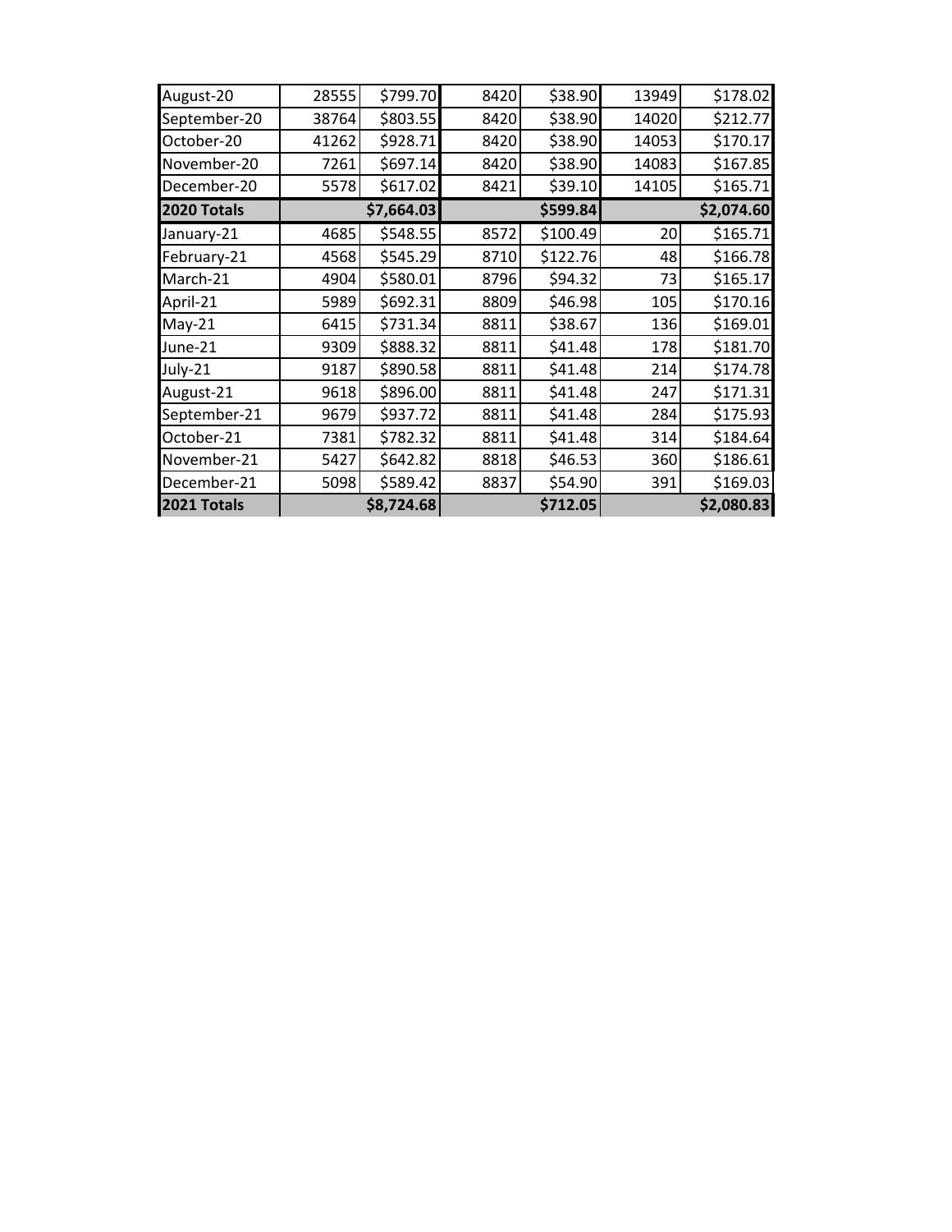| | | | | | | |
|---|---|---|---|---|---|---|
| August-20 | 28555 | $799.70 | 8420 | $38.90 | 13949 | $178.02 |
| September-20 | 38764 | $803.55 | 8420 | $38.90 | 14020 | $212.77 |
| October-20 | 41262 | $928.71 | 8420 | $38.90 | 14053 | $170.17 |
| November-20 | 7261 | $697.14 | 8420 | $38.90 | 14083 | $167.85 |
| December-20 | 5578 | $617.02 | 8421 | $39.10 | 14105 | $165.71 |
| **2020 Totals** | | **$7,664.03** | | **$599.84** | | **$2,074.60** |
| January-21 | 4685 | $548.55 | 8572 | $100.49 | 20 | $165.71 |
| February-21 | 4568 | $545.29 | 8710 | $122.76 | 48 | $166.78 |
| March-21 | 4904 | $580.01 | 8796 | $94.32 | 73 | $165.17 |
| April-21 | 5989 | $692.31 | 8809 | $46.98 | 105 | $170.16 |
| May-21 | 6415 | $731.34 | 8811 | $38.67 | 136 | $169.01 |
| June-21 | 9309 | $888.32 | 8811 | $41.48 | 178 | $181.70 |
| July-21 | 9187 | $890.58 | 8811 | $41.48 | 214 | $174.78 |
| August-21 | 9618 | $896.00 | 8811 | $41.48 | 247 | $171.31 |
| September-21 | 9679 | $937.72 | 8811 | $41.48 | 284 | $175.93 |
| October-21 | 7381 | $782.32 | 8811 | $41.48 | 314 | $184.64 |
| November-21 | 5427 | $642.82 | 8818 | $46.53 | 360 | $186.61 |
| December-21 | 5098 | $589.42 | 8837 | $54.90 | 391 | $169.03 |
| **2021 Totals** | | **$8,724.68** | | **$712.05** | | **$2,080.83** |